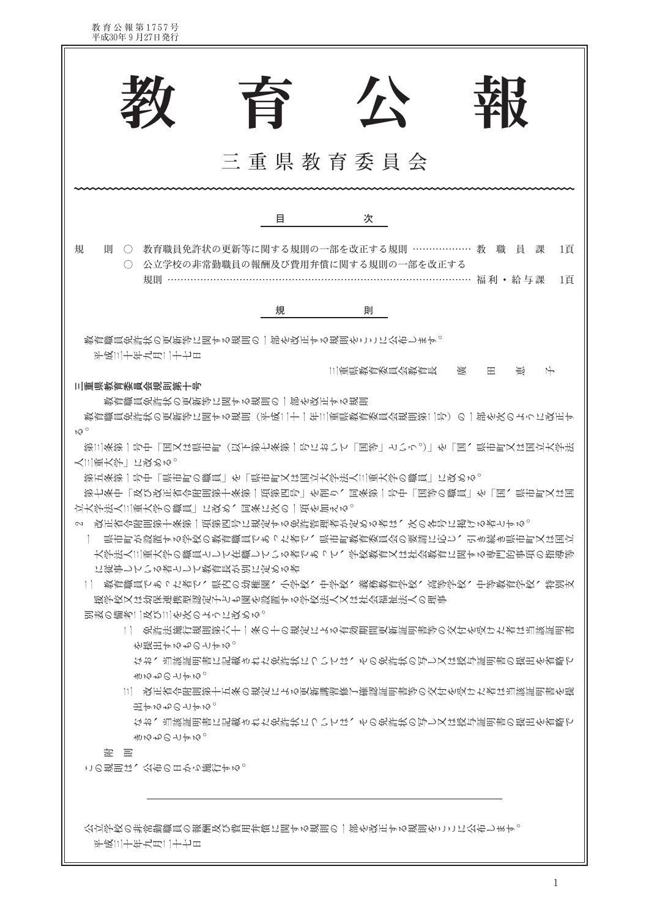# 教育公報

三重県教育委員会

## 目次

| | | | |
|---|---|---|---|
| 規則 | ○ 教育職員免許状の更新等に関する規則の一部を改正する規則 | 教職員課 | 1頁 |
| | ○ 公立学校の非常勤職員の報酬及び費用弁償に関する規則の一部を改正する規則 | 福利・給与課 | 1頁 |

## 規則

教育職員免許状の更新等に関する規則の一部を改正する規則をここに公布します。

平成三十年九月二十七日

三重県教育委員会教育長　廣田恵子

**三重県教育委員会規則第十号**

教育職員免許状の更新等に関する規則の一部を改正する規則

教育職員免許状の更新等に関する規則（平成二十一年三重県教育委員会規則第二号）の一部を次のように改正する。

第三条第一号中「国又は県市町（以下第七条第一号において「国等」という。）」を「国、県市町又は国立大学法人三重大学」に改める。

第五条第一号中「県市町の職員」を「県市町又は国立大学法人三重大学の職員」に改める。

第七条中「及び改正省令附則第十条第一項第四号」を削り、同条第一号中「国等の職員」を「国、県市町又は国立大学法人三重大学の職員」に改め、同条に次の一項を加える。

2　改正省令附則第十条第一項第四号に規定する免許管理者が定める者は、次の各号に掲げる者とする。

一　県市町が設置する学校の教育職員であった者で、県市町教育委員会の要請に応じ、引き続き県市町又は国立大学法人三重大学の職員として在職している者であって、学校教育又は社会教育に関する専門的事項の指導等に従事している者として教育長が別に定める者

二　教育職員であった者で、県内の幼稚園、小学校、中学校、義務教育学校、高等学校、中等教育学校、特別支援学校又は幼保連携型認定こども園を設置する学校法人又は社会福祉法人の理事

別表の備考二及び三を次のように改める。

二　免許法施行規則第六十一条の十の規定による有効期間更新証明書等の交付を受けた者は当該証明書を提出するものとする。

なお、当該証明書に記載された免許状については、その免許状の写し又は授与証明書の提出を省略できるものとする。

三　改正省令附則第十五条の規定による更新講習修了確認証明書等の交付を受けた者は当該証明書を提出するものとする。

なお、当該証明書に記載された免許状については、その免許状の写し又は授与証明書の提出を省略できるものとする。

附　則

この規則は、公布の日から施行する。

---

公立学校の非常勤職員の報酬及び費用弁償に関する規則の一部を改正する規則をここに公布します。

平成三十年九月二十七日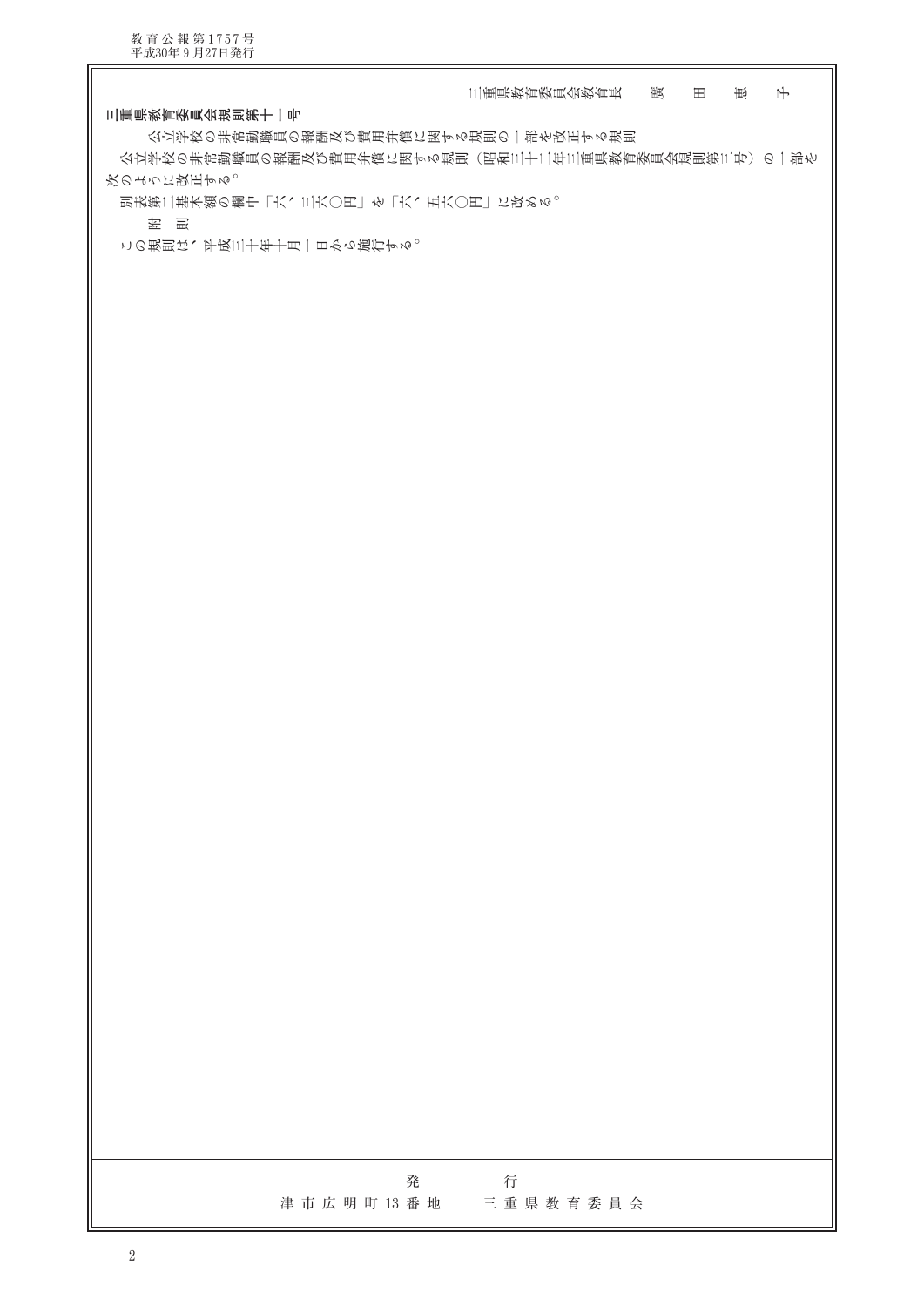三重県教育委員会教育長　廣　田　恵　子

## 三重県教育委員会規則第十一号

公立学校の非常勤職員の報酬及び費用弁償に関する規則の一部を改正する規則

公立学校の非常勤職員の報酬及び費用弁償に関する規則（昭和三十二年三重県教育委員会規則第三号）の一部を次のように改正する。

別表第二基本額の欄中「六、三六〇円」を「六、五六〇円」に改める。

附　則

この規則は、平成三十年十月一日から施行する。

発　　行

津市広明町13番地　三重県教育委員会